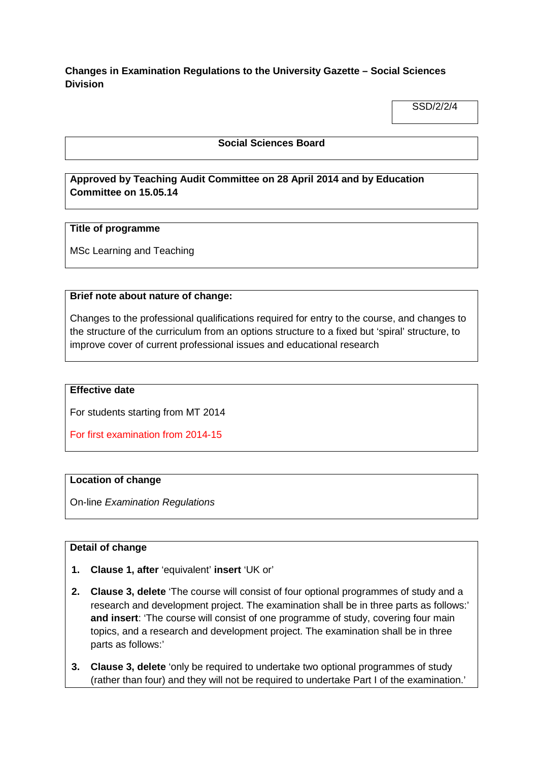**Changes in Examination Regulations to the University Gazette – Social Sciences Division**

SSD/2/2/4

**Social Sciences Board**

**Approved by Teaching Audit Committee on 28 April 2014 and by Education Committee on 15.05.14**

**Title of programme**

MSc Learning and Teaching

**Brief note about nature of change:**

Changes to the professional qualifications required for entry to the course, and changes to the structure of the curriculum from an options structure to a fixed but 'spiral' structure, to improve cover of current professional issues and educational research

**Effective date**

For students starting from MT 2014

For first examination from 2014-15

**Location of change**

On-line *Examination Regulations*

**Detail of change**

1. **Clause 1, after** 'equivalent' **insert** 'UK or'
2. **Clause 3, delete** 'The course will consist of four optional programmes of study and a research and development project. The examination shall be in three parts as follows:' **and insert**: 'The course will consist of one programme of study, covering four main topics, and a research and development project. The examination shall be in three parts as follows:'
3. **Clause 3, delete** 'only be required to undertake two optional programmes of study (rather than four) and they will not be required to undertake Part I of the examination.'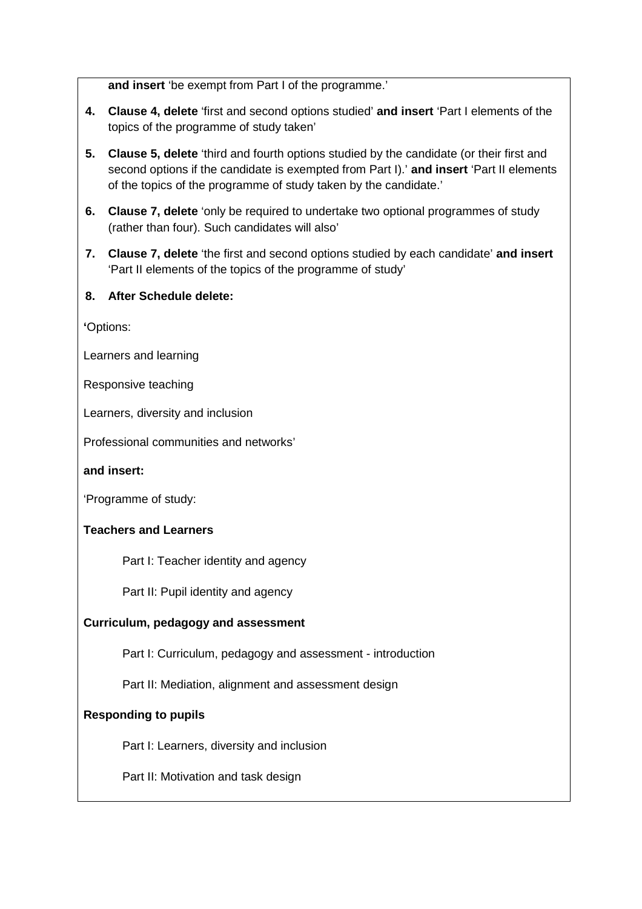**and insert** ‘be exempt from Part I of the programme.’

4. **Clause 4, delete** ‘first and second options studied’ **and insert** ‘Part I elements of the topics of the programme of study taken’

5. **Clause 5, delete** ‘third and fourth options studied by the candidate (or their first and second options if the candidate is exempted from Part I).’ **and insert** ‘Part II elements of the topics of the programme of study taken by the candidate.’

6. **Clause 7, delete** ‘only be required to undertake two optional programmes of study (rather than four). Such candidates will also’

7. **Clause 7, delete** ‘the first and second options studied by each candidate’ **and insert** ‘Part II elements of the topics of the programme of study’

8. **After Schedule delete:**

**‘**Options:

Learners and learning

Responsive teaching

Learners, diversity and inclusion

Professional communities and networks’

**and insert:**

‘Programme of study:

**Teachers and Learners**

Part I: Teacher identity and agency

Part II: Pupil identity and agency

**Curriculum, pedagogy and assessment**

Part I: Curriculum, pedagogy and assessment - introduction

Part II: Mediation, alignment and assessment design

**Responding to pupils**

Part I: Learners, diversity and inclusion

Part II: Motivation and task design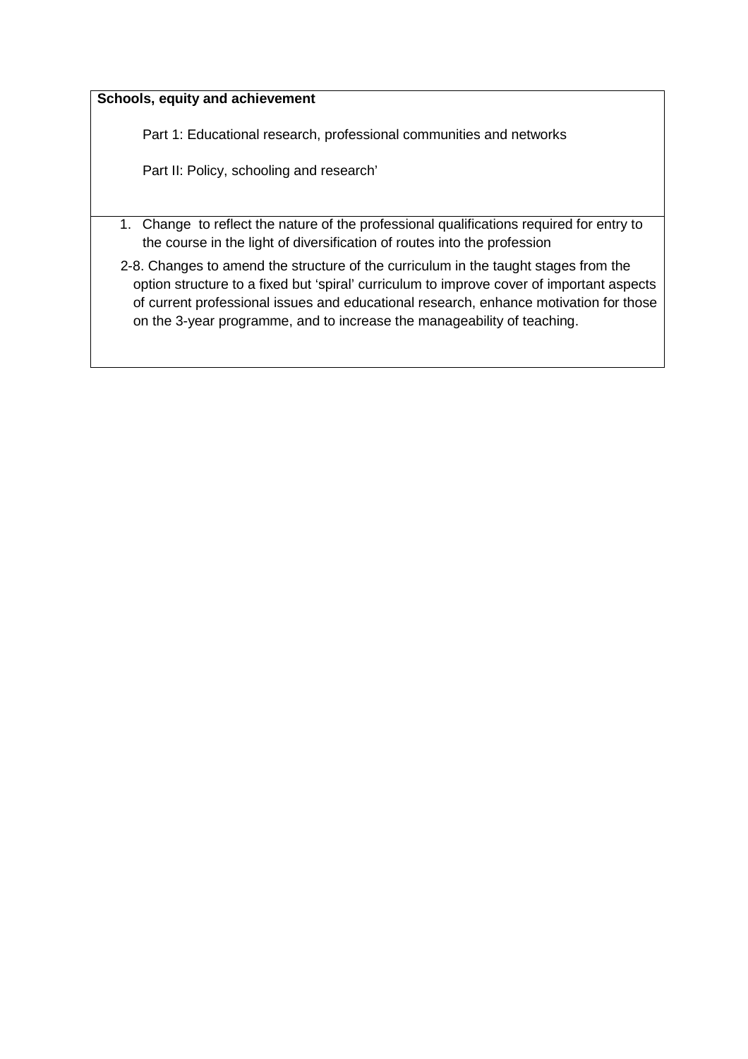**Schools, equity and achievement**

Part 1: Educational research, professional communities and networks

Part II: Policy, schooling and research'

1. Change to reflect the nature of the professional qualifications required for entry to the course in the light of diversification of routes into the profession

2-8. Changes to amend the structure of the curriculum in the taught stages from the option structure to a fixed but 'spiral' curriculum to improve cover of important aspects of current professional issues and educational research, enhance motivation for those on the 3-year programme, and to increase the manageability of teaching.